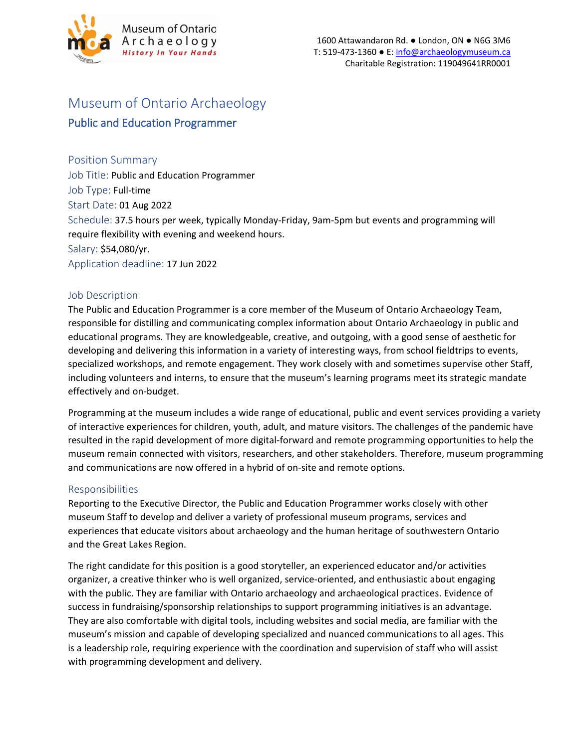Museum of Ontario Archaeology
*History In Your Hands*

1600 Attawandaron Rd. ● London, ON ● N6G 3M6
T: 519-473-1360 ● E: info@archaeologymuseum.ca
Charitable Registration: 119049641RR0001

# Museum of Ontario Archaeology

## Public and Education Programmer

### Position Summary

Job Title: Public and Education Programmer
Job Type: Full-time
Start Date: 01 Aug 2022
Schedule: 37.5 hours per week, typically Monday-Friday, 9am-5pm but events and programming will require flexibility with evening and weekend hours.
Salary: $54,080/yr.
Application deadline: 17 Jun 2022

### Job Description

The Public and Education Programmer is a core member of the Museum of Ontario Archaeology Team, responsible for distilling and communicating complex information about Ontario Archaeology in public and educational programs. They are knowledgeable, creative, and outgoing, with a good sense of aesthetic for developing and delivering this information in a variety of interesting ways, from school fieldtrips to events, specialized workshops, and remote engagement. They work closely with and sometimes supervise other Staff, including volunteers and interns, to ensure that the museum's learning programs meet its strategic mandate effectively and on-budget.

Programming at the museum includes a wide range of educational, public and event services providing a variety of interactive experiences for children, youth, adult, and mature visitors. The challenges of the pandemic have resulted in the rapid development of more digital-forward and remote programming opportunities to help the museum remain connected with visitors, researchers, and other stakeholders. Therefore, museum programming and communications are now offered in a hybrid of on-site and remote options.

### Responsibilities

Reporting to the Executive Director, the Public and Education Programmer works closely with other museum Staff to develop and deliver a variety of professional museum programs, services and experiences that educate visitors about archaeology and the human heritage of southwestern Ontario and the Great Lakes Region.

The right candidate for this position is a good storyteller, an experienced educator and/or activities organizer, a creative thinker who is well organized, service-oriented, and enthusiastic about engaging with the public. They are familiar with Ontario archaeology and archaeological practices. Evidence of success in fundraising/sponsorship relationships to support programming initiatives is an advantage. They are also comfortable with digital tools, including websites and social media, are familiar with the museum's mission and capable of developing specialized and nuanced communications to all ages. This is a leadership role, requiring experience with the coordination and supervision of staff who will assist with programming development and delivery.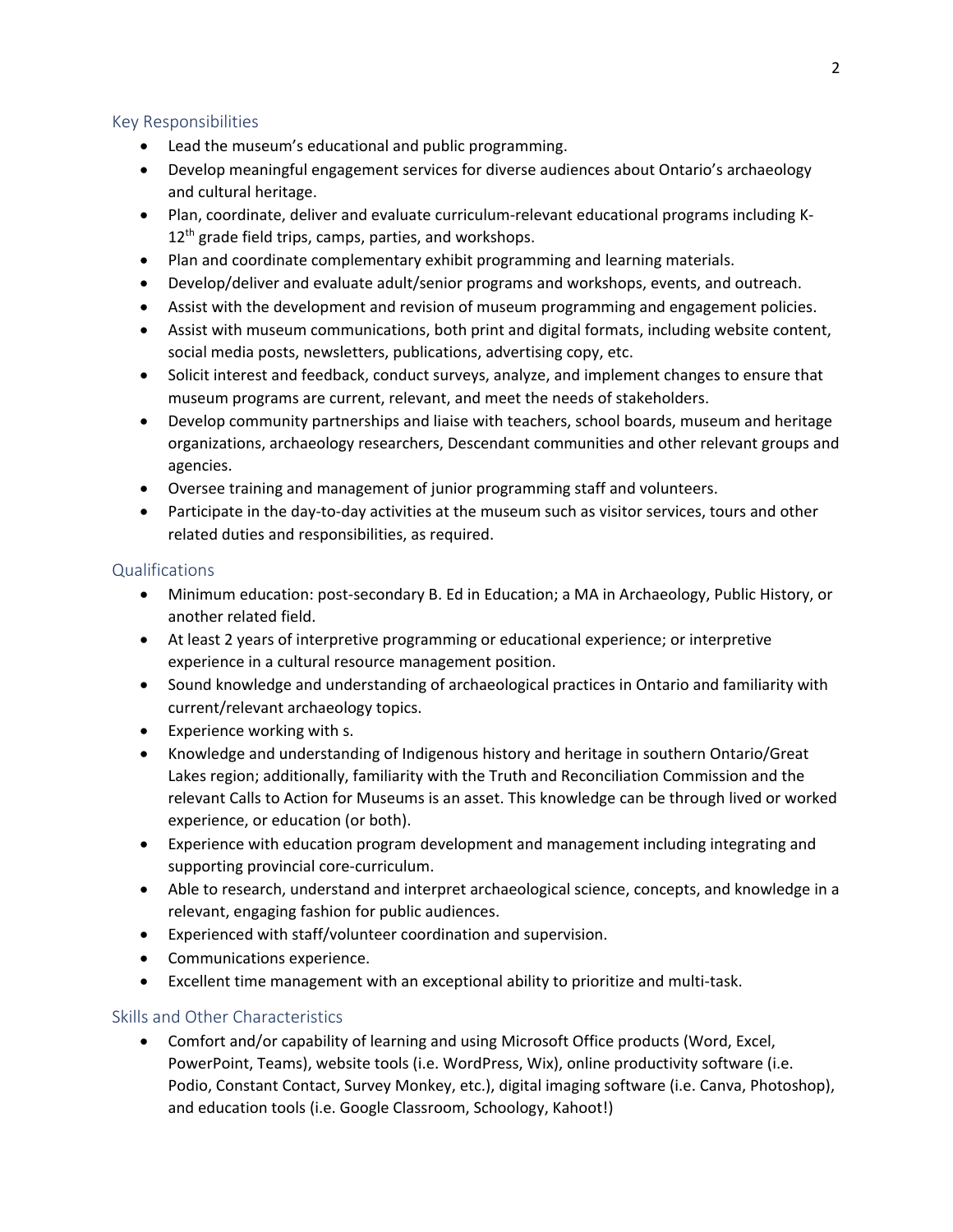## Key Responsibilities

- Lead the museum's educational and public programming.
- Develop meaningful engagement services for diverse audiences about Ontario's archaeology and cultural heritage.
- Plan, coordinate, deliver and evaluate curriculum-relevant educational programs including K-12th grade field trips, camps, parties, and workshops.
- Plan and coordinate complementary exhibit programming and learning materials.
- Develop/deliver and evaluate adult/senior programs and workshops, events, and outreach.
- Assist with the development and revision of museum programming and engagement policies.
- Assist with museum communications, both print and digital formats, including website content, social media posts, newsletters, publications, advertising copy, etc.
- Solicit interest and feedback, conduct surveys, analyze, and implement changes to ensure that museum programs are current, relevant, and meet the needs of stakeholders.
- Develop community partnerships and liaise with teachers, school boards, museum and heritage organizations, archaeology researchers, Descendant communities and other relevant groups and agencies.
- Oversee training and management of junior programming staff and volunteers.
- Participate in the day-to-day activities at the museum such as visitor services, tours and other related duties and responsibilities, as required.

## Qualifications

- Minimum education: post-secondary B. Ed in Education; a MA in Archaeology, Public History, or another related field.
- At least 2 years of interpretive programming or educational experience; or interpretive experience in a cultural resource management position.
- Sound knowledge and understanding of archaeological practices in Ontario and familiarity with current/relevant archaeology topics.
- Experience working with s.
- Knowledge and understanding of Indigenous history and heritage in southern Ontario/Great Lakes region; additionally, familiarity with the Truth and Reconciliation Commission and the relevant Calls to Action for Museums is an asset. This knowledge can be through lived or worked experience, or education (or both).
- Experience with education program development and management including integrating and supporting provincial core-curriculum.
- Able to research, understand and interpret archaeological science, concepts, and knowledge in a relevant, engaging fashion for public audiences.
- Experienced with staff/volunteer coordination and supervision.
- Communications experience.
- Excellent time management with an exceptional ability to prioritize and multi-task.

## Skills and Other Characteristics

- Comfort and/or capability of learning and using Microsoft Office products (Word, Excel, PowerPoint, Teams), website tools (i.e. WordPress, Wix), online productivity software (i.e. Podio, Constant Contact, Survey Monkey, etc.), digital imaging software (i.e. Canva, Photoshop), and education tools (i.e. Google Classroom, Schoology, Kahoot!)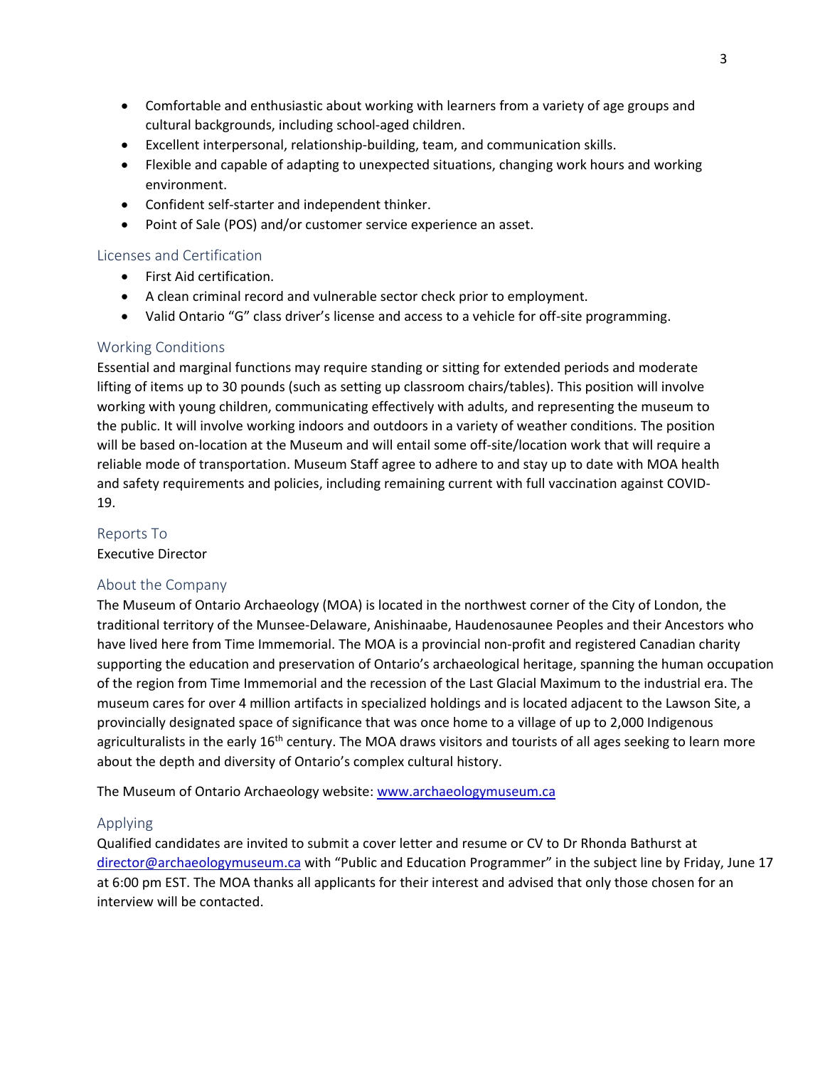- Comfortable and enthusiastic about working with learners from a variety of age groups and cultural backgrounds, including school-aged children.
- Excellent interpersonal, relationship-building, team, and communication skills.
- Flexible and capable of adapting to unexpected situations, changing work hours and working environment.
- Confident self-starter and independent thinker.
- Point of Sale (POS) and/or customer service experience an asset.

## Licenses and Certification

- First Aid certification.
- A clean criminal record and vulnerable sector check prior to employment.
- Valid Ontario "G" class driver's license and access to a vehicle for off-site programming.

## Working Conditions

Essential and marginal functions may require standing or sitting for extended periods and moderate lifting of items up to 30 pounds (such as setting up classroom chairs/tables). This position will involve working with young children, communicating effectively with adults, and representing the museum to the public. It will involve working indoors and outdoors in a variety of weather conditions. The position will be based on-location at the Museum and will entail some off-site/location work that will require a reliable mode of transportation. Museum Staff agree to adhere to and stay up to date with MOA health and safety requirements and policies, including remaining current with full vaccination against COVID-19.

## Reports To

Executive Director

## About the Company

The Museum of Ontario Archaeology (MOA) is located in the northwest corner of the City of London, the traditional territory of the Munsee-Delaware, Anishinaabe, Haudenosaunee Peoples and their Ancestors who have lived here from Time Immemorial. The MOA is a provincial non-profit and registered Canadian charity supporting the education and preservation of Ontario's archaeological heritage, spanning the human occupation of the region from Time Immemorial and the recession of the Last Glacial Maximum to the industrial era. The museum cares for over 4 million artifacts in specialized holdings and is located adjacent to the Lawson Site, a provincially designated space of significance that was once home to a village of up to 2,000 Indigenous agriculturalists in the early 16th century. The MOA draws visitors and tourists of all ages seeking to learn more about the depth and diversity of Ontario's complex cultural history.

The Museum of Ontario Archaeology website: [www.archaeologymuseum.ca](http://www.archaeologymuseum.ca)

## Applying

Qualified candidates are invited to submit a cover letter and resume or CV to Dr Rhonda Bathurst at [director@archaeologymuseum.ca](mailto:director@archaeologymuseum.ca) with "Public and Education Programmer" in the subject line by Friday, June 17 at 6:00 pm EST. The MOA thanks all applicants for their interest and advised that only those chosen for an interview will be contacted.